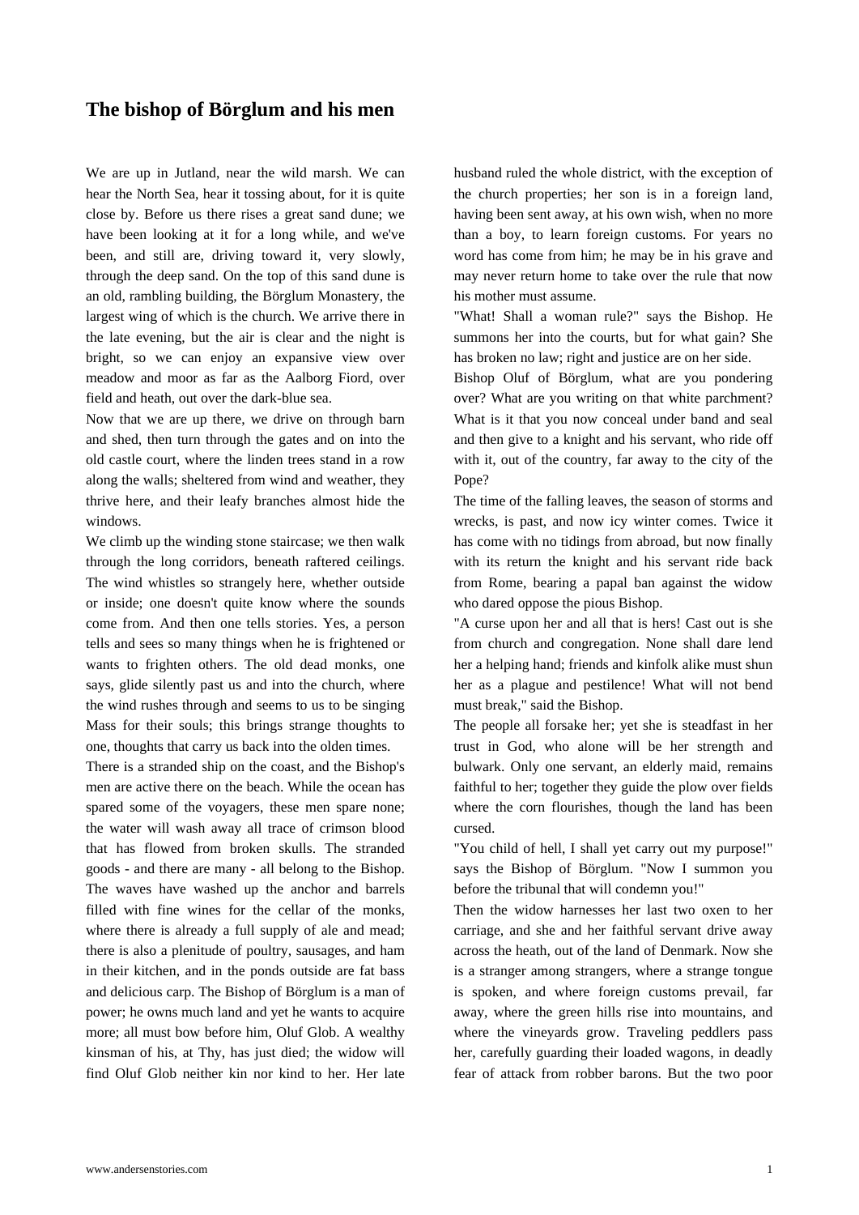# The bishop of Börglum and his men

We are up in Jutland, near the wild marsh. We can hear the North Sea, hear it tossing about, for it is quite close by. Before us there rises a great sand dune; we have been looking at it for a long while, and we've been, and still are, driving toward it, very slowly, through the deep sand. On the top of this sand dune is an old, rambling building, the Börglum Monastery, the largest wing of which is the church. We arrive there in the late evening, but the air is clear and the night is bright, so we can enjoy an expansive view over meadow and moor as far as the Aalborg Fiord, over field and heath, out over the dark-blue sea.

Now that we are up there, we drive on through barn and shed, then turn through the gates and on into the old castle court, where the linden trees stand in a row along the walls; sheltered from wind and weather, they thrive here, and their leafy branches almost hide the windows.

We climb up the winding stone staircase; we then walk through the long corridors, beneath raftered ceilings. The wind whistles so strangely here, whether outside or inside; one doesn't quite know where the sounds come from. And then one tells stories. Yes, a person tells and sees so many things when he is frightened or wants to frighten others. The old dead monks, one says, glide silently past us and into the church, where the wind rushes through and seems to us to be singing Mass for their souls; this brings strange thoughts to one, thoughts that carry us back into the olden times.

There is a stranded ship on the coast, and the Bishop's men are active there on the beach. While the ocean has spared some of the voyagers, these men spare none; the water will wash away all trace of crimson blood that has flowed from broken skulls. The stranded goods - and there are many - all belong to the Bishop. The waves have washed up the anchor and barrels filled with fine wines for the cellar of the monks, where there is already a full supply of ale and mead; there is also a plenitude of poultry, sausages, and ham in their kitchen, and in the ponds outside are fat bass and delicious carp. The Bishop of Börglum is a man of power; he owns much land and yet he wants to acquire more; all must bow before him, Oluf Glob. A wealthy kinsman of his, at Thy, has just died; the widow will find Oluf Glob neither kin nor kind to her. Her late husband ruled the whole district, with the exception of the church properties; her son is in a foreign land, having been sent away, at his own wish, when no more than a boy, to learn foreign customs. For years no word has come from him; he may be in his grave and may never return home to take over the rule that now his mother must assume.

"What! Shall a woman rule?" says the Bishop. He summons her into the courts, but for what gain? She has broken no law; right and justice are on her side.

Bishop Oluf of Börglum, what are you pondering over? What are you writing on that white parchment? What is it that you now conceal under band and seal and then give to a knight and his servant, who ride off with it, out of the country, far away to the city of the Pope?

The time of the falling leaves, the season of storms and wrecks, is past, and now icy winter comes. Twice it has come with no tidings from abroad, but now finally with its return the knight and his servant ride back from Rome, bearing a papal ban against the widow who dared oppose the pious Bishop.

"A curse upon her and all that is hers! Cast out is she from church and congregation. None shall dare lend her a helping hand; friends and kinfolk alike must shun her as a plague and pestilence! What will not bend must break," said the Bishop.

The people all forsake her; yet she is steadfast in her trust in God, who alone will be her strength and bulwark. Only one servant, an elderly maid, remains faithful to her; together they guide the plow over fields where the corn flourishes, though the land has been cursed.

"You child of hell, I shall yet carry out my purpose!" says the Bishop of Börglum. "Now I summon you before the tribunal that will condemn you!"

Then the widow harnesses her last two oxen to her carriage, and she and her faithful servant drive away across the heath, out of the land of Denmark. Now she is a stranger among strangers, where a strange tongue is spoken, and where foreign customs prevail, far away, where the green hills rise into mountains, and where the vineyards grow. Traveling peddlers pass her, carefully guarding their loaded wagons, in deadly fear of attack from robber barons. But the two poor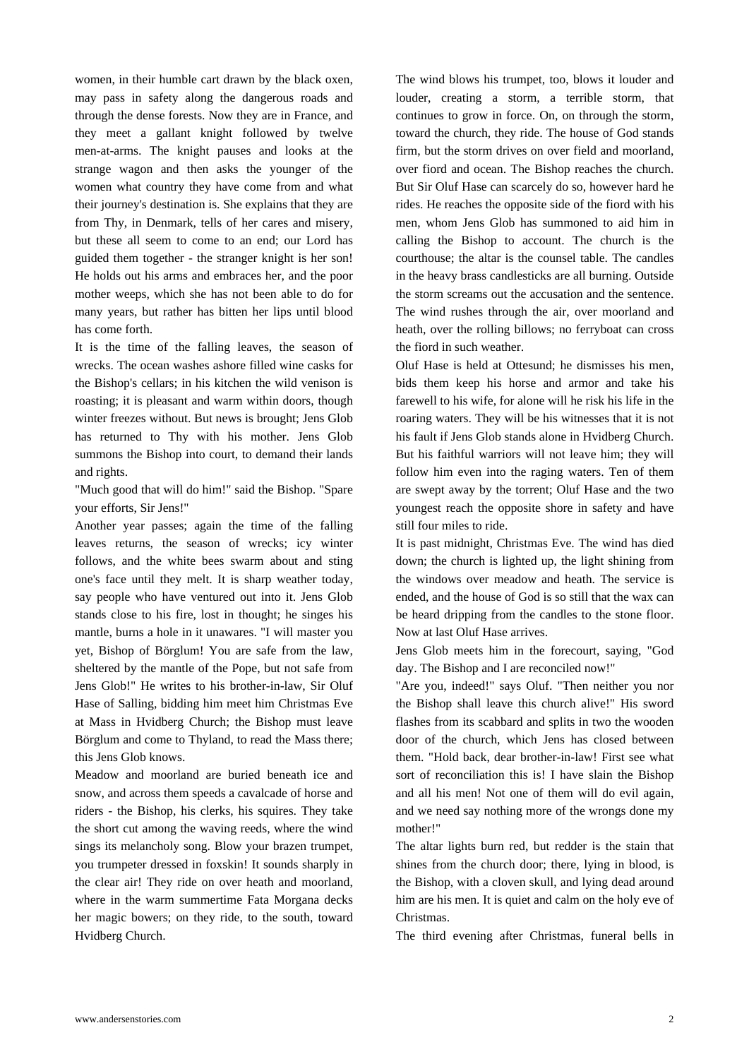women, in their humble cart drawn by the black oxen, may pass in safety along the dangerous roads and through the dense forests. Now they are in France, and they meet a gallant knight followed by twelve men-at-arms. The knight pauses and looks at the strange wagon and then asks the younger of the women what country they have come from and what their journey's destination is. She explains that they are from Thy, in Denmark, tells of her cares and misery, but these all seem to come to an end; our Lord has guided them together - the stranger knight is her son! He holds out his arms and embraces her, and the poor mother weeps, which she has not been able to do for many years, but rather has bitten her lips until blood has come forth.

It is the time of the falling leaves, the season of wrecks. The ocean washes ashore filled wine casks for the Bishop's cellars; in his kitchen the wild venison is roasting; it is pleasant and warm within doors, though winter freezes without. But news is brought; Jens Glob has returned to Thy with his mother. Jens Glob summons the Bishop into court, to demand their lands and rights.

"Much good that will do him!" said the Bishop. "Spare your efforts, Sir Jens!"

Another year passes; again the time of the falling leaves returns, the season of wrecks; icy winter follows, and the white bees swarm about and sting one's face until they melt. It is sharp weather today, say people who have ventured out into it. Jens Glob stands close to his fire, lost in thought; he singes his mantle, burns a hole in it unawares. "I will master you yet, Bishop of Börglum! You are safe from the law, sheltered by the mantle of the Pope, but not safe from Jens Glob!" He writes to his brother-in-law, Sir Oluf Hase of Salling, bidding him meet him Christmas Eve at Mass in Hvidberg Church; the Bishop must leave Börglum and come to Thyland, to read the Mass there; this Jens Glob knows.

Meadow and moorland are buried beneath ice and snow, and across them speeds a cavalcade of horse and riders - the Bishop, his clerks, his squires. They take the short cut among the waving reeds, where the wind sings its melancholy song. Blow your brazen trumpet, you trumpeter dressed in foxskin! It sounds sharply in the clear air! They ride on over heath and moorland, where in the warm summertime Fata Morgana decks her magic bowers; on they ride, to the south, toward Hvidberg Church.

The wind blows his trumpet, too, blows it louder and louder, creating a storm, a terrible storm, that continues to grow in force. On, on through the storm, toward the church, they ride. The house of God stands firm, but the storm drives on over field and moorland, over fiord and ocean. The Bishop reaches the church. But Sir Oluf Hase can scarcely do so, however hard he rides. He reaches the opposite side of the fiord with his men, whom Jens Glob has summoned to aid him in calling the Bishop to account. The church is the courthouse; the altar is the counsel table. The candles in the heavy brass candlesticks are all burning. Outside the storm screams out the accusation and the sentence. The wind rushes through the air, over moorland and heath, over the rolling billows; no ferryboat can cross the fiord in such weather.

Oluf Hase is held at Ottesund; he dismisses his men, bids them keep his horse and armor and take his farewell to his wife, for alone will he risk his life in the roaring waters. They will be his witnesses that it is not his fault if Jens Glob stands alone in Hvidberg Church. But his faithful warriors will not leave him; they will follow him even into the raging waters. Ten of them are swept away by the torrent; Oluf Hase and the two youngest reach the opposite shore in safety and have still four miles to ride.

It is past midnight, Christmas Eve. The wind has died down; the church is lighted up, the light shining from the windows over meadow and heath. The service is ended, and the house of God is so still that the wax can be heard dripping from the candles to the stone floor. Now at last Oluf Hase arrives.

Jens Glob meets him in the forecourt, saying, "God day. The Bishop and I are reconciled now!"

"Are you, indeed!" says Oluf. "Then neither you nor the Bishop shall leave this church alive!" His sword flashes from its scabbard and splits in two the wooden door of the church, which Jens has closed between them. "Hold back, dear brother-in-law! First see what sort of reconciliation this is! I have slain the Bishop and all his men! Not one of them will do evil again, and we need say nothing more of the wrongs done my mother!"

The altar lights burn red, but redder is the stain that shines from the church door; there, lying in blood, is the Bishop, with a cloven skull, and lying dead around him are his men. It is quiet and calm on the holy eve of Christmas.

The third evening after Christmas, funeral bells in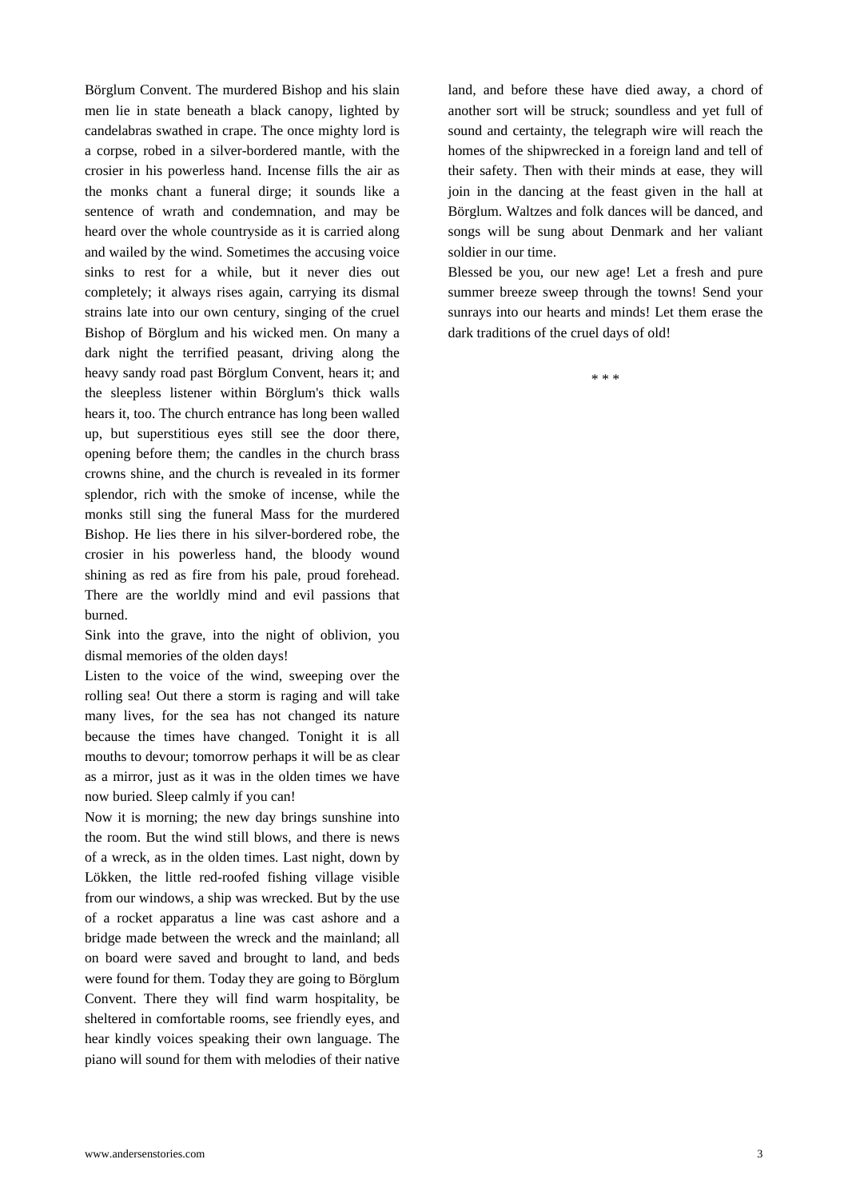Börglum Convent. The murdered Bishop and his slain men lie in state beneath a black canopy, lighted by candelabras swathed in crape. The once mighty lord is a corpse, robed in a silver-bordered mantle, with the crosier in his powerless hand. Incense fills the air as the monks chant a funeral dirge; it sounds like a sentence of wrath and condemnation, and may be heard over the whole countryside as it is carried along and wailed by the wind. Sometimes the accusing voice sinks to rest for a while, but it never dies out completely; it always rises again, carrying its dismal strains late into our own century, singing of the cruel Bishop of Börglum and his wicked men. On many a dark night the terrified peasant, driving along the heavy sandy road past Börglum Convent, hears it; and the sleepless listener within Börglum's thick walls hears it, too. The church entrance has long been walled up, but superstitious eyes still see the door there, opening before them; the candles in the church brass crowns shine, and the church is revealed in its former splendor, rich with the smoke of incense, while the monks still sing the funeral Mass for the murdered Bishop. He lies there in his silver-bordered robe, the crosier in his powerless hand, the bloody wound shining as red as fire from his pale, proud forehead. There are the worldly mind and evil passions that burned.

Sink into the grave, into the night of oblivion, you dismal memories of the olden days!

Listen to the voice of the wind, sweeping over the rolling sea! Out there a storm is raging and will take many lives, for the sea has not changed its nature because the times have changed. Tonight it is all mouths to devour; tomorrow perhaps it will be as clear as a mirror, just as it was in the olden times we have now buried. Sleep calmly if you can!

Now it is morning; the new day brings sunshine into the room. But the wind still blows, and there is news of a wreck, as in the olden times. Last night, down by Lökken, the little red-roofed fishing village visible from our windows, a ship was wrecked. But by the use of a rocket apparatus a line was cast ashore and a bridge made between the wreck and the mainland; all on board were saved and brought to land, and beds were found for them. Today they are going to Börglum Convent. There they will find warm hospitality, be sheltered in comfortable rooms, see friendly eyes, and hear kindly voices speaking their own language. The piano will sound for them with melodies of their native land, and before these have died away, a chord of another sort will be struck; soundless and yet full of sound and certainty, the telegraph wire will reach the homes of the shipwrecked in a foreign land and tell of their safety. Then with their minds at ease, they will join in the dancing at the feast given in the hall at Börglum. Waltzes and folk dances will be danced, and songs will be sung about Denmark and her valiant soldier in our time.

Blessed be you, our new age! Let a fresh and pure summer breeze sweep through the towns! Send your sunrays into our hearts and minds! Let them erase the dark traditions of the cruel days of old!

\* \* \*